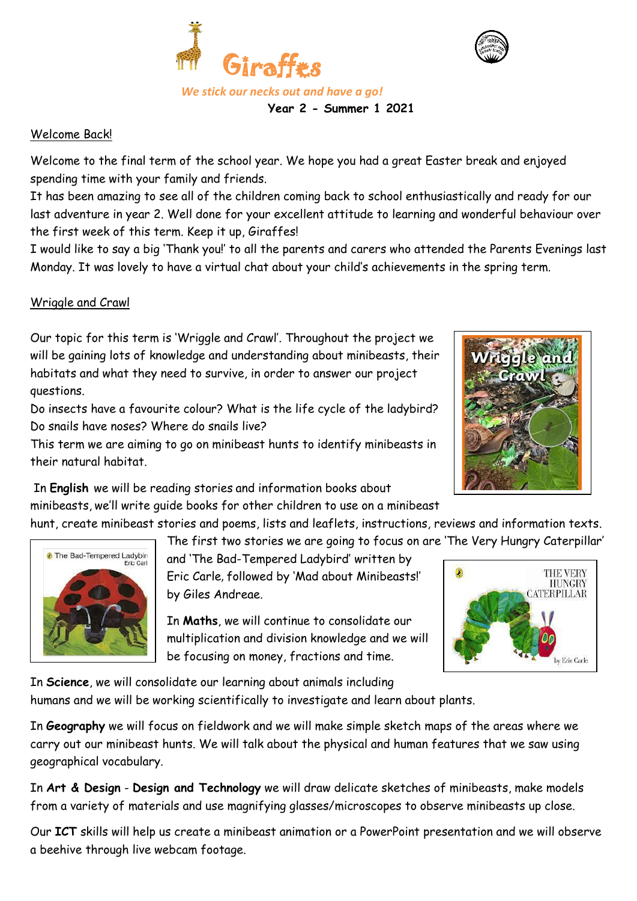# Giraffes

*We stick our necks out and have a go!*

**Year 2 - Summer 1 2021**

## Welcome Back!

Welcome to the final term of the school year. We hope you had a great Easter break and enjoyed spending time with your family and friends.

It has been amazing to see all of the children coming back to school enthusiastically and ready for our last adventure in year 2. Well done for your excellent attitude to learning and wonderful behaviour over the first week of this term. Keep it up, Giraffes!

I would like to say a big 'Thank you!' to all the parents and carers who attended the Parents Evenings last Monday. It was lovely to have a virtual chat about your child's achievements in the spring term.

## Wriggle and Crawl

Our topic for this term is 'Wriggle and Crawl'. Throughout the project we will be gaining lots of knowledge and understanding about minibeasts, their habitats and what they need to survive, in order to answer our project questions.

Do insects have a favourite colour? What is the life cycle of the ladybird? Do snails have noses? Where do snails live?

This term we are aiming to go on minibeast hunts to identify minibeasts in their natural habitat.

In **English** we will be reading stories and information books about minibeasts, we'll write guide books for other children to use on a minibeast hunt, create minibeast stories and poems, lists and leaflets, instructions, reviews and information texts. The first two stories we are going to focus on are 'The Very Hungry Caterpillar' and 'The Bad-Tempered Ladybird' written by Eric Carle, followed by 'Mad about Minibeasts!' by Giles Andreae.

In **Maths**, we will continue to consolidate our multiplication and division knowledge and we will be focusing on money, fractions and time.

In **Science**, we will consolidate our learning about animals including humans and we will be working scientifically to investigate and learn about plants.

In **Geography** we will focus on fieldwork and we will make simple sketch maps of the areas where we carry out our minibeast hunts. We will talk about the physical and human features that we saw using geographical vocabulary.

In **Art & Design** - **Design and Technology** we will draw delicate sketches of minibeasts, make models from a variety of materials and use magnifying glasses/microscopes to observe minibeasts up close.

Our **ICT** skills will help us create a minibeast animation or a PowerPoint presentation and we will observe a beehive through live webcam footage.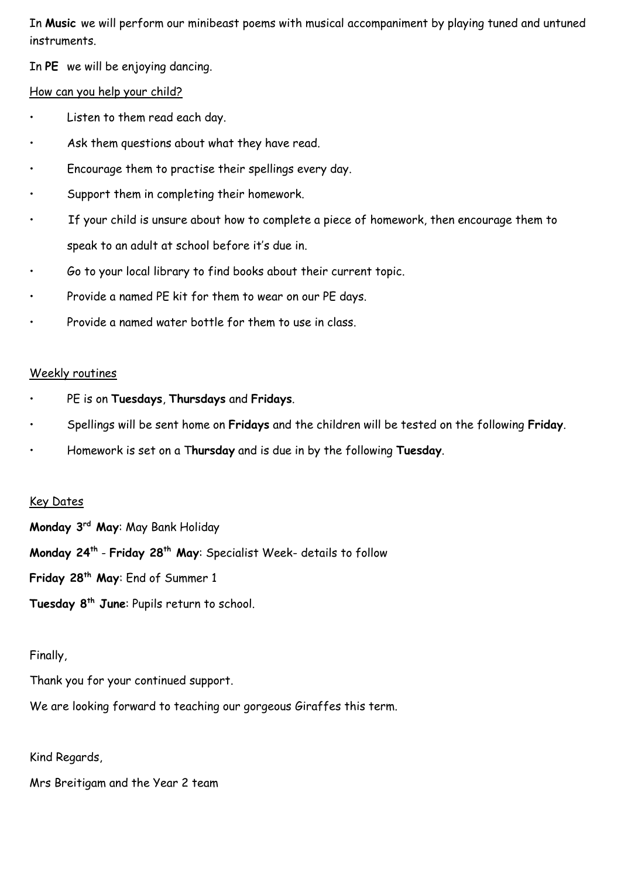In **Music** we will perform our minibeast poems with musical accompaniment by playing tuned and untuned instruments.

In **PE** we will be enjoying dancing.

How can you help your child?

- Listen to them read each day.
- Ask them questions about what they have read.
- Encourage them to practise their spellings every day.
- Support them in completing their homework.
- If your child is unsure about how to complete a piece of homework, then encourage them to speak to an adult at school before it's due in.
- Go to your local library to find books about their current topic.
- Provide a named PE kit for them to wear on our PE days.
- Provide a named water bottle for them to use in class.

Weekly routines

- PE is on **Tuesdays**, **Thursdays** and **Fridays**.
- Spellings will be sent home on **Fridays** and the children will be tested on the following **Friday**.
- Homework is set on a T**hursday** and is due in by the following **Tuesday**.

Key Dates

**Monday 3rd May**: May Bank Holiday

**Monday 24th** - **Friday 28th May**: Specialist Week- details to follow

**Friday 28th May**: End of Summer 1

**Tuesday 8th June**: Pupils return to school.

Finally,

Thank you for your continued support.

We are looking forward to teaching our gorgeous Giraffes this term.

Kind Regards,

Mrs Breitigam and the Year 2 team